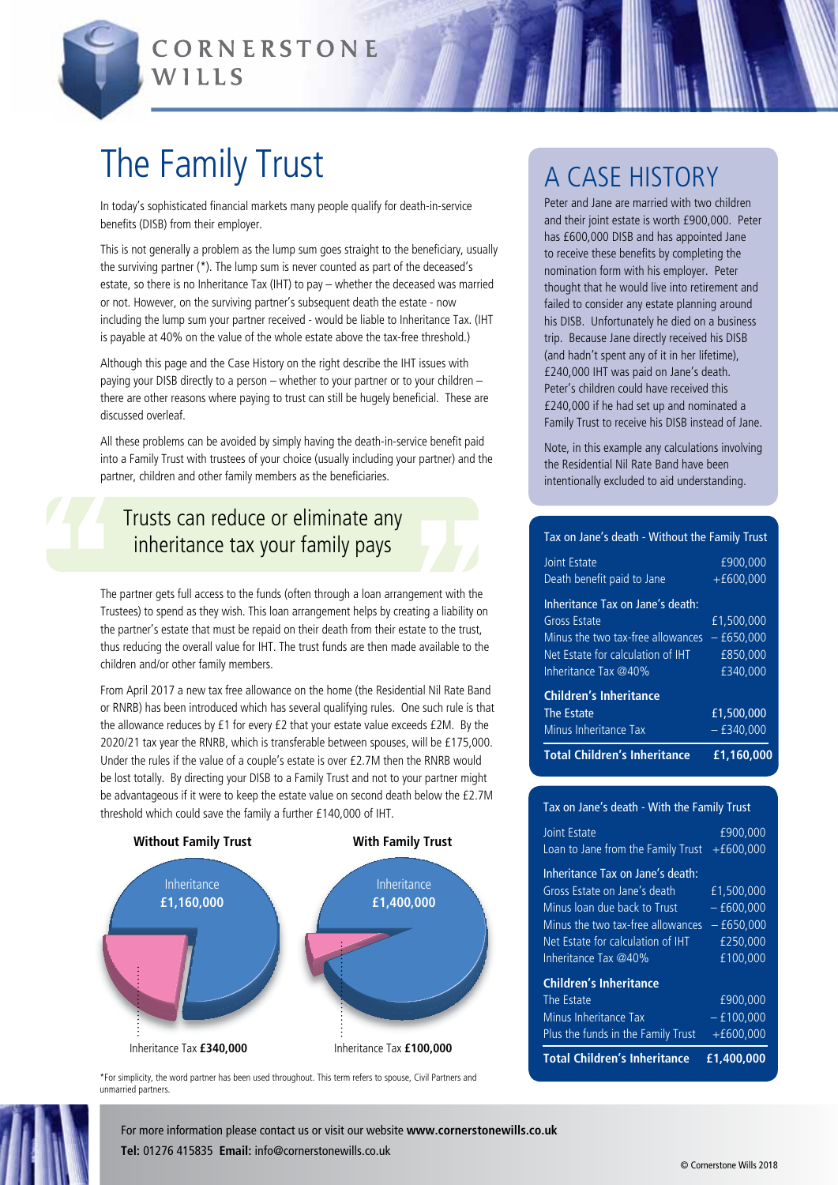CORNERSTONE WILLS

# The Family Trust

In today's sophisticated financial markets many people qualify for death-in-service benefits (DISB) from their employer.

This is not generally a problem as the lump sum goes straight to the beneficiary, usually the surviving partner (*). The lump sum is never counted as part of the deceased's estate, so there is no Inheritance Tax (IHT) to pay – whether the deceased was married or not. However, on the surviving partner's subsequent death the estate - now including the lump sum your partner received - would be liable to Inheritance Tax. (IHT is payable at 40% on the value of the whole estate above the tax-free threshold.)

Although this page and the Case History on the right describe the IHT issues with paying your DISB directly to a person – whether to your partner or to your children – there are other reasons where paying to trust can still be hugely beneficial. These are discussed overleaf.

All these problems can be avoided by simply having the death-in-service benefit paid into a Family Trust with trustees of your choice (usually including your partner) and the partner, children and other family members as the beneficiaries.

> Trusts can reduce or eliminate any inheritance tax your family pays

The partner gets full access to the funds (often through a loan arrangement with the Trustees) to spend as they wish. This loan arrangement helps by creating a liability on the partner's estate that must be repaid on their death from their estate to the trust, thus reducing the overall value for IHT. The trust funds are then made available to the children and/or other family members.

From April 2017 a new tax free allowance on the home (the Residential Nil Rate Band or RNRB) has been introduced which has several qualifying rules. One such rule is that the allowance reduces by £1 for every £2 that your estate value exceeds £2M. By the 2020/21 tax year the RNRB, which is transferable between spouses, will be £175,000. Under the rules if the value of a couple's estate is over £2.7M then the RNRB would be lost totally. By directing your DISB to a Family Trust and not to your partner might be advantageous if it were to keep the estate value on second death below the £2.7M threshold which could save the family a further £140,000 of IHT.

**Without Family Trust**

Inheritance **£1,160,000**

Inheritance Tax **£340,000**

**With Family Trust**

Inheritance **£1,400,000**

Inheritance Tax **£100,000**

*For simplicity, the word partner has been used throughout. This term refers to spouse, Civil Partners and unmarried partners.

## A CASE HISTORY

Peter and Jane are married with two children and their joint estate is worth £900,000. Peter has £600,000 DISB and has appointed Jane to receive these benefits by completing the nomination form with his employer. Peter thought that he would live into retirement and failed to consider any estate planning around his DISB. Unfortunately he died on a business trip. Because Jane directly received his DISB (and hadn't spent any of it in her lifetime), £240,000 IHT was paid on Jane's death. Peter's children could have received this £240,000 if he had set up and nominated a Family Trust to receive his DISB instead of Jane.

Note, in this example any calculations involving the Residential Nil Rate Band have been intentionally excluded to aid understanding.

| Tax on Jane's death - Without the Family Trust | |
|---|---|
| Joint Estate | £900,000 |
| Death benefit paid to Jane | +£600,000 |
| **Inheritance Tax on Jane's death:** | |
| Gross Estate | £1,500,000 |
| Minus the two tax-free allowances | – £650,000 |
| Net Estate for calculation of IHT | £850,000 |
| Inheritance Tax @40% | £340,000 |
| **Children's Inheritance** | |
| The Estate | £1,500,000 |
| Minus Inheritance Tax | – £340,000 |
| **Total Children's Inheritance** | **£1,160,000** |

| Tax on Jane's death - With the Family Trust | |
|---|---|
| Joint Estate | £900,000 |
| Loan to Jane from the Family Trust | +£600,000 |
| **Inheritance Tax on Jane's death:** | |
| Gross Estate on Jane's death | £1,500,000 |
| Minus loan due back to Trust | – £600,000 |
| Minus the two tax-free allowances | – £650,000 |
| Net Estate for calculation of IHT | £250,000 |
| Inheritance Tax @40% | £100,000 |
| **Children's Inheritance** | |
| The Estate | £900,000 |
| Minus Inheritance Tax | – £100,000 |
| Plus the funds in the Family Trust | +£600,000 |
| **Total Children's Inheritance** | **£1,400,000** |

For more information please contact us or visit our website **www.cornerstonewills.co.uk**

**Tel:** 01276 415835 **Email:** info@cornerstonewills.co.uk

© Cornerstone Wills 2018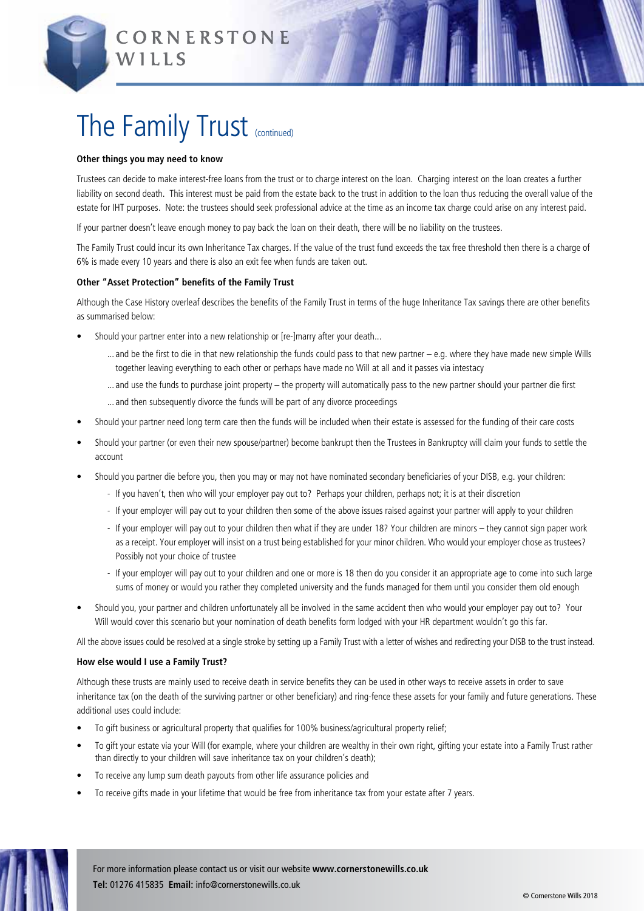# The Family Trust (continued)

**Other things you may need to know**

Trustees can decide to make interest-free loans from the trust or to charge interest on the loan. Charging interest on the loan creates a further liability on second death. This interest must be paid from the estate back to the trust in addition to the loan thus reducing the overall value of the estate for IHT purposes. Note: the trustees should seek professional advice at the time as an income tax charge could arise on any interest paid.

If your partner doesn't leave enough money to pay back the loan on their death, there will be no liability on the trustees.

The Family Trust could incur its own Inheritance Tax charges. If the value of the trust fund exceeds the tax free threshold then there is a charge of 6% is made every 10 years and there is also an exit fee when funds are taken out.

**Other "Asset Protection" benefits of the Family Trust**

Although the Case History overleaf describes the benefits of the Family Trust in terms of the huge Inheritance Tax savings there are other benefits as summarised below:

- Should your partner enter into a new relationship or [re-]marry after your death...
  - ... and be the first to die in that new relationship the funds could pass to that new partner – e.g. where they have made new simple Wills together leaving everything to each other or perhaps have made no Will at all and it passes via intestacy
  - ... and use the funds to purchase joint property – the property will automatically pass to the new partner should your partner die first
  - ... and then subsequently divorce the funds will be part of any divorce proceedings
- Should your partner need long term care then the funds will be included when their estate is assessed for the funding of their care costs
- Should your partner (or even their new spouse/partner) become bankrupt then the Trustees in Bankruptcy will claim your funds to settle the account
- Should you partner die before you, then you may or may not have nominated secondary beneficiaries of your DISB, e.g. your children:
  - If you haven't, then who will your employer pay out to? Perhaps your children, perhaps not; it is at their discretion
  - If your employer will pay out to your children then some of the above issues raised against your partner will apply to your children
  - If your employer will pay out to your children then what if they are under 18? Your children are minors – they cannot sign paper work as a receipt. Your employer will insist on a trust being established for your minor children. Who would your employer chose as trustees? Possibly not your choice of trustee
  - If your employer will pay out to your children and one or more is 18 then do you consider it an appropriate age to come into such large sums of money or would you rather they completed university and the funds managed for them until you consider them old enough
- Should you, your partner and children unfortunately all be involved in the same accident then who would your employer pay out to? Your Will would cover this scenario but your nomination of death benefits form lodged with your HR department wouldn't go this far.

All the above issues could be resolved at a single stroke by setting up a Family Trust with a letter of wishes and redirecting your DISB to the trust instead.

**How else would I use a Family Trust?**

Although these trusts are mainly used to receive death in service benefits they can be used in other ways to receive assets in order to save inheritance tax (on the death of the surviving partner or other beneficiary) and ring-fence these assets for your family and future generations. These additional uses could include:

- To gift business or agricultural property that qualifies for 100% business/agricultural property relief;
- To gift your estate via your Will (for example, where your children are wealthy in their own right, gifting your estate into a Family Trust rather than directly to your children will save inheritance tax on your children's death);
- To receive any lump sum death payouts from other life assurance policies and
- To receive gifts made in your lifetime that would be free from inheritance tax from your estate after 7 years.

For more information please contact us or visit our website **www.cornerstonewills.co.uk**
**Tel:** 01276 415835 **Email:** info@cornerstonewills.co.uk